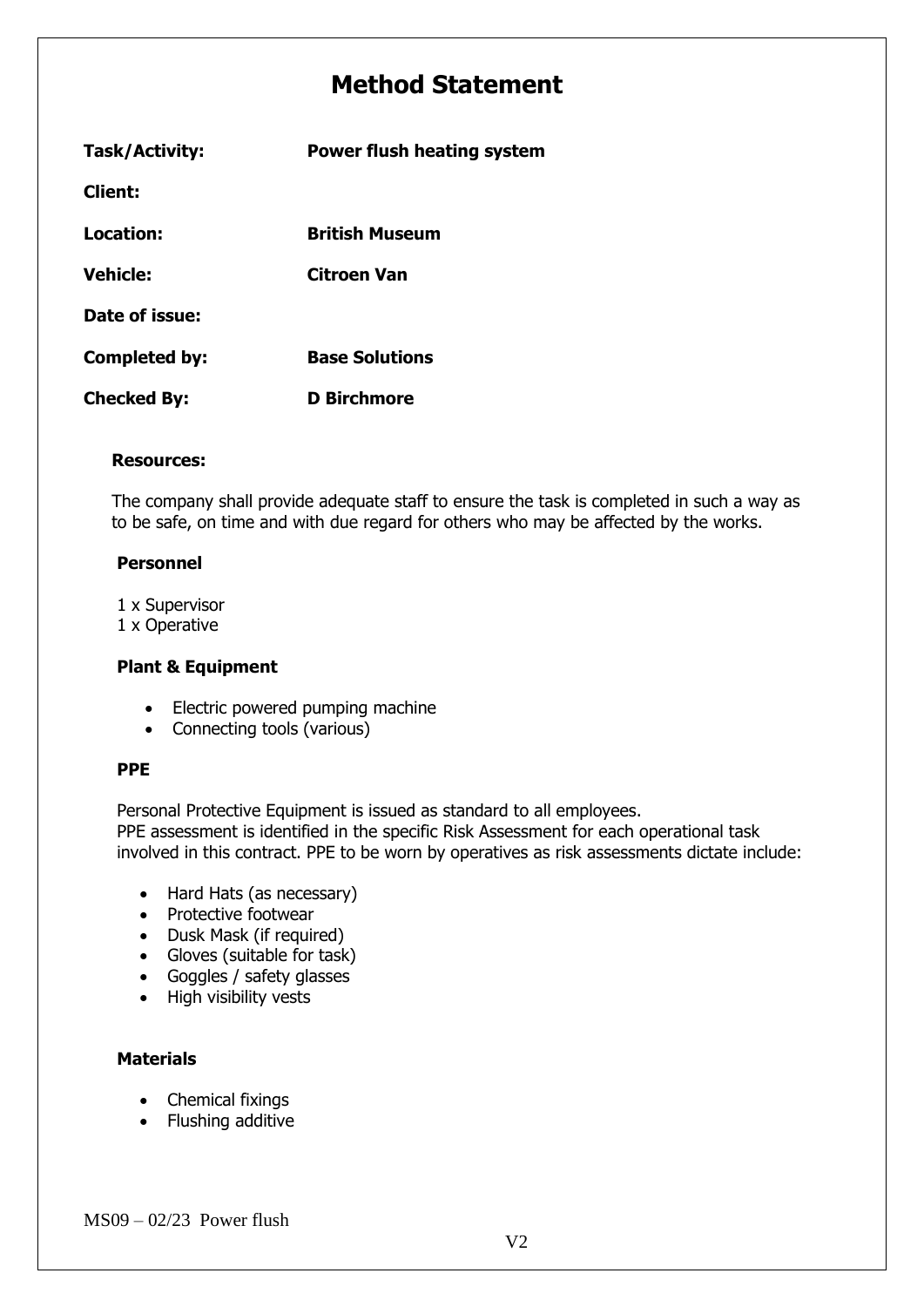# Method Statement

| | |
|---|---|
| **Task/Activity:** | **Power flush heating system** |
| **Client:** | |
| **Location:** | **British Museum** |
| **Vehicle:** | **Citroen Van** |
| **Date of issue:** | |
| **Completed by:** | **Base Solutions** |
| **Checked By:** | **D Birchmore** |

**Resources:**

The company shall provide adequate staff to ensure the task is completed in such a way as to be safe, on time and with due regard for others who may be affected by the works.

**Personnel**

1 x Supervisor
1 x Operative

**Plant & Equipment**

- Electric powered pumping machine
- Connecting tools (various)

**PPE**

Personal Protective Equipment is issued as standard to all employees.
PPE assessment is identified in the specific Risk Assessment for each operational task involved in this contract. PPE to be worn by operatives as risk assessments dictate include:

- Hard Hats (as necessary)
- Protective footwear
- Dusk Mask (if required)
- Gloves (suitable for task)
- Goggles / safety glasses
- High visibility vests

**Materials**

- Chemical fixings
- Flushing additive

MS09 – 02/23 Power flush

V2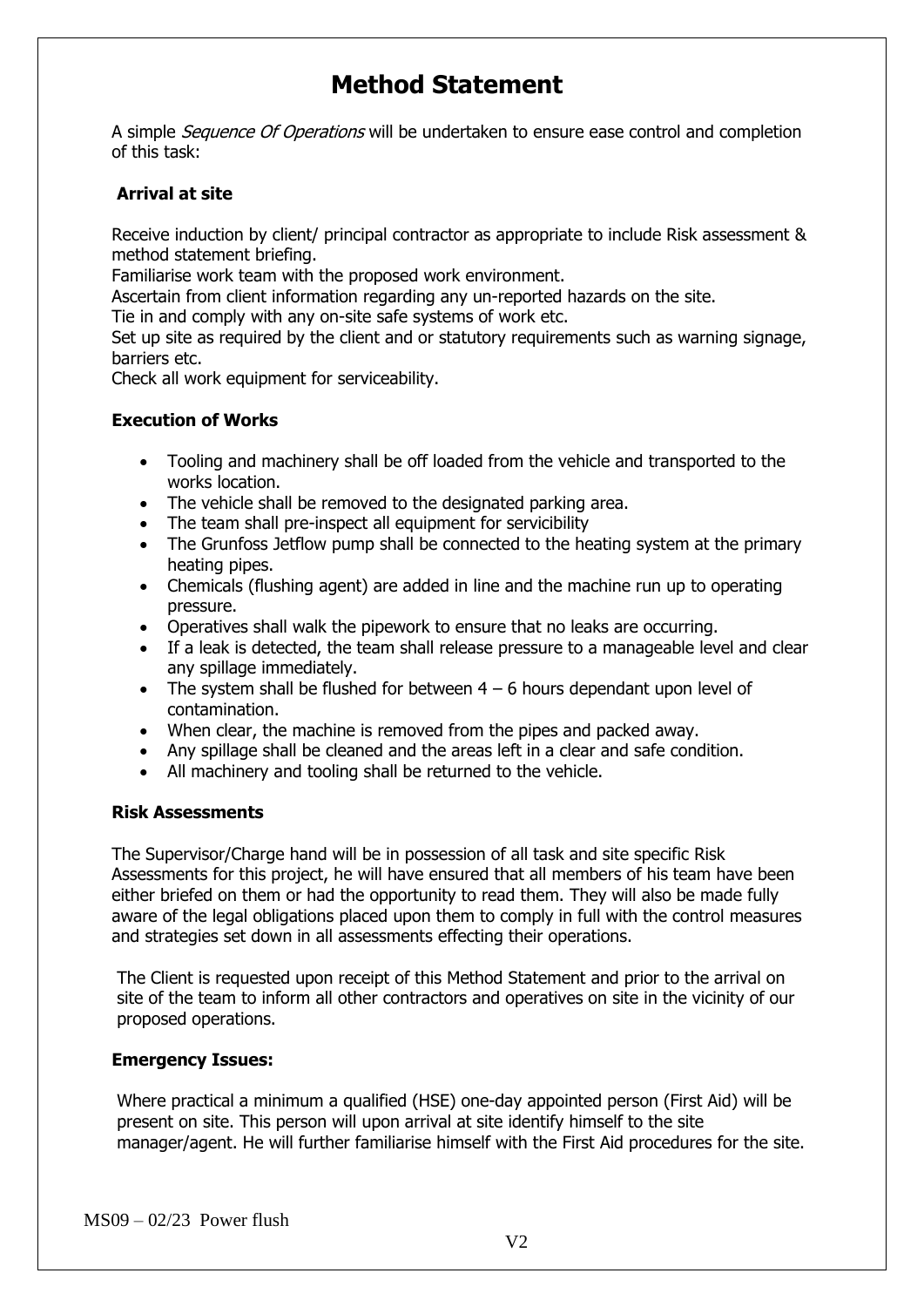# Method Statement

A simple *Sequence Of Operations* will be undertaken to ensure ease control and completion of this task:

**Arrival at site**

Receive induction by client/ principal contractor as appropriate to include Risk assessment & method statement briefing.
Familiarise work team with the proposed work environment.
Ascertain from client information regarding any un-reported hazards on the site.
Tie in and comply with any on-site safe systems of work etc.
Set up site as required by the client and or statutory requirements such as warning signage, barriers etc.
Check all work equipment for serviceability.

**Execution of Works**

- Tooling and machinery shall be off loaded from the vehicle and transported to the works location.
- The vehicle shall be removed to the designated parking area.
- The team shall pre-inspect all equipment for servicibility
- The Grunfoss Jetflow pump shall be connected to the heating system at the primary heating pipes.
- Chemicals (flushing agent) are added in line and the machine run up to operating pressure.
- Operatives shall walk the pipework to ensure that no leaks are occurring.
- If a leak is detected, the team shall release pressure to a manageable level and clear any spillage immediately.
- The system shall be flushed for between 4 – 6 hours dependant upon level of contamination.
- When clear, the machine is removed from the pipes and packed away.
- Any spillage shall be cleaned and the areas left in a clear and safe condition.
- All machinery and tooling shall be returned to the vehicle.

**Risk Assessments**

The Supervisor/Charge hand will be in possession of all task and site specific Risk Assessments for this project, he will have ensured that all members of his team have been either briefed on them or had the opportunity to read them. They will also be made fully aware of the legal obligations placed upon them to comply in full with the control measures and strategies set down in all assessments effecting their operations.

The Client is requested upon receipt of this Method Statement and prior to the arrival on site of the team to inform all other contractors and operatives on site in the vicinity of our proposed operations.

**Emergency Issues:**

Where practical a minimum a qualified (HSE) one-day appointed person (First Aid) will be present on site. This person will upon arrival at site identify himself to the site manager/agent. He will further familiarise himself with the First Aid procedures for the site.

MS09 – 02/23 Power flush

V2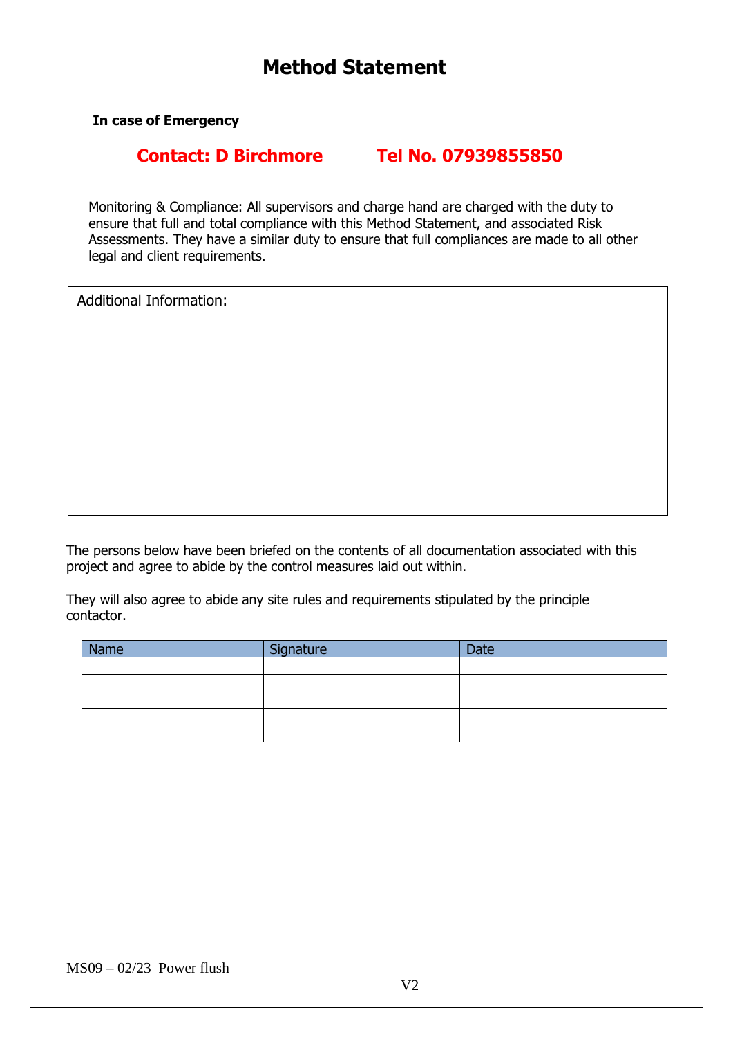# Method Statement

**In case of Emergency**

**Contact: D Birchmore Tel No. 07939855850**

Monitoring & Compliance: All supervisors and charge hand are charged with the duty to ensure that full and total compliance with this Method Statement, and associated Risk Assessments. They have a similar duty to ensure that full compliances are made to all other legal and client requirements.

| Additional Information: |
|---|
| |

The persons below have been briefed on the contents of all documentation associated with this project and agree to abide by the control measures laid out within.

They will also agree to abide any site rules and requirements stipulated by the principle contactor.

| Name | Signature | Date |
|---|---|---|
| | | |
| | | |
| | | |
| | | |
| | | |

MS09 – 02/23 Power flush

V2